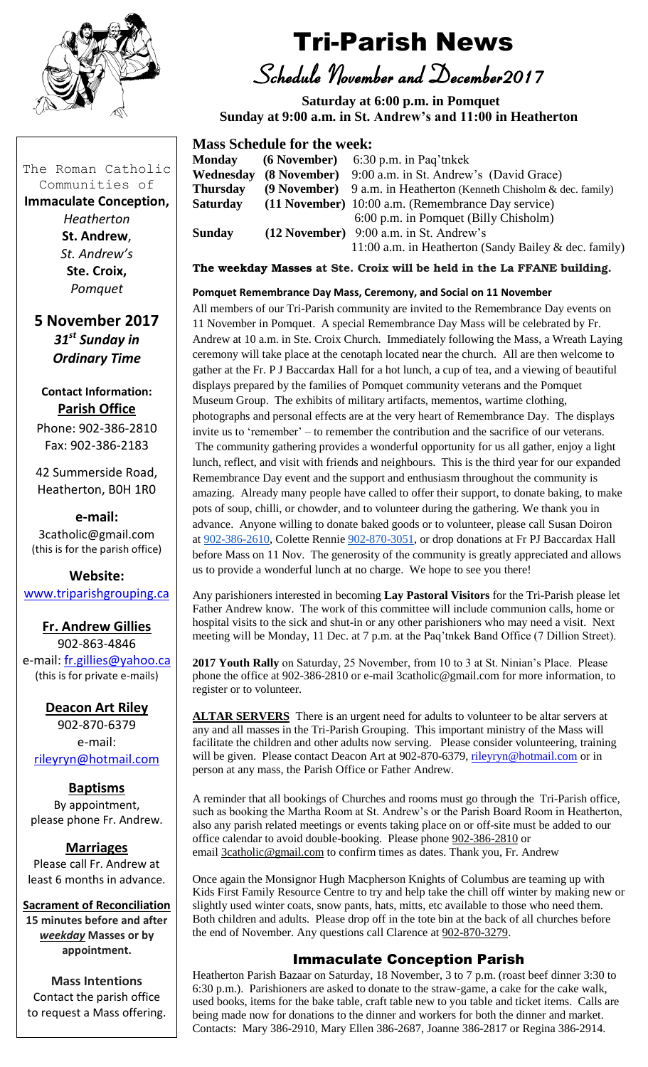# Tri-Parish News

## Schedule November and December 2017

**Saturday at 6:00 p.m. in Pomquet**
**Sunday at 9:00 a.m. in St. Andrew's and 11:00 in Heatherton**

The Roman Catholic Communities of

**Immaculate Conception,**
*Heatherton*

**St. Andrew**,
*St. Andrew's*

**Ste. Croix,**
*Pomquet*

**5 November 2017**
***31st Sunday in Ordinary Time***

**Contact Information:**

**Parish Office**

Phone: 902-386-2810
Fax: 902-386-2183

42 Summerside Road,
Heatherton, B0H 1R0

**e-mail:**
3catholic@gmail.com
(this is for the parish office)

**Website:**
www.triparishgrouping.ca

**Fr. Andrew Gillies**
902-863-4846
e-mail: fr.gillies@yahoo.ca
(this is for private e-mails)

**Deacon Art Riley**
902-870-6379
e-mail:
rileyryn@hotmail.com

**Baptisms**
By appointment, please phone Fr. Andrew.

**Marriages**
Please call Fr. Andrew at least 6 months in advance.

**Sacrament of Reconciliation**
**15 minutes before and after *weekday* Masses or by appointment.**

**Mass Intentions**
Contact the parish office to request a Mass offering.

### Mass Schedule for the week:

| | | |
|---|---|---|
| **Monday** | **(6 November)** | 6:30 p.m. in Paq'tnkek |
| **Wednesday** | **(8 November)** | 9:00 a.m. in St. Andrew's (David Grace) |
| **Thursday** | **(9 November)** | 9 a.m. in Heatherton (Kenneth Chisholm & dec. family) |
| **Saturday** | **(11 November)** | 10:00 a.m. (Remembrance Day service) |
| | | 6:00 p.m. in Pomquet (Billy Chisholm) |
| **Sunday** | **(12 November)** | 9:00 a.m. in St. Andrew's |
| | | 11:00 a.m. in Heatherton (Sandy Bailey & dec. family) |

**The weekday Masses at Ste. Croix will be held in the La FFANE building.**

**Pomquet Remembrance Day Mass, Ceremony, and Social on 11 November**

All members of our Tri-Parish community are invited to the Remembrance Day events on 11 November in Pomquet. A special Remembrance Day Mass will be celebrated by Fr. Andrew at 10 a.m. in Ste. Croix Church. Immediately following the Mass, a Wreath Laying ceremony will take place at the cenotaph located near the church. All are then welcome to gather at the Fr. P J Baccardax Hall for a hot lunch, a cup of tea, and a viewing of beautiful displays prepared by the families of Pomquet community veterans and the Pomquet Museum Group. The exhibits of military artifacts, mementos, wartime clothing, photographs and personal effects are at the very heart of Remembrance Day. The displays invite us to 'remember' – to remember the contribution and the sacrifice of our veterans. The community gathering provides a wonderful opportunity for us all gather, enjoy a light lunch, reflect, and visit with friends and neighbours. This is the third year for our expanded Remembrance Day event and the support and enthusiasm throughout the community is amazing. Already many people have called to offer their support, to donate baking, to make pots of soup, chilli, or chowder, and to volunteer during the gathering. We thank you in advance. Anyone willing to donate baked goods or to volunteer, please call Susan Doiron at 902-386-2610, Colette Rennie 902-870-3051, or drop donations at Fr PJ Baccardax Hall before Mass on 11 Nov. The generosity of the community is greatly appreciated and allows us to provide a wonderful lunch at no charge. We hope to see you there!

Any parishioners interested in becoming **Lay Pastoral Visitors** for the Tri-Parish please let Father Andrew know. The work of this committee will include communion calls, home or hospital visits to the sick and shut-in or any other parishioners who may need a visit. Next meeting will be Monday, 11 Dec. at 7 p.m. at the Paq'tnkek Band Office (7 Dillion Street).

**2017 Youth Rally** on Saturday, 25 November, from 10 to 3 at St. Ninian's Place. Please phone the office at 902-386-2810 or e-mail 3catholic@gmail.com for more information, to register or to volunteer.

**ALTAR SERVERS** There is an urgent need for adults to volunteer to be altar servers at any and all masses in the Tri-Parish Grouping. This important ministry of the Mass will facilitate the children and other adults now serving. Please consider volunteering, training will be given. Please contact Deacon Art at 902-870-6379, rileyryn@hotmail.com or in person at any mass, the Parish Office or Father Andrew.

A reminder that all bookings of Churches and rooms must go through the Tri-Parish office, such as booking the Martha Room at St. Andrew's or the Parish Board Room in Heatherton, also any parish related meetings or events taking place on or off-site must be added to our office calendar to avoid double-booking. Please phone 902-386-2810 or email 3catholic@gmail.com to confirm times as dates. Thank you, Fr. Andrew

Once again the Monsignor Hugh Macpherson Knights of Columbus are teaming up with Kids First Family Resource Centre to try and help take the chill off winter by making new or slightly used winter coats, snow pants, hats, mitts, etc available to those who need them. Both children and adults. Please drop off in the tote bin at the back of all churches before the end of November. Any questions call Clarence at 902-870-3279.

## Immaculate Conception Parish

Heatherton Parish Bazaar on Saturday, 18 November, 3 to 7 p.m. (roast beef dinner 3:30 to 6:30 p.m.). Parishioners are asked to donate to the straw-game, a cake for the cake walk, used books, items for the bake table, craft table new to you table and ticket items. Calls are being made now for donations to the dinner and workers for both the dinner and market. Contacts: Mary 386-2910, Mary Ellen 386-2687, Joanne 386-2817 or Regina 386-2914.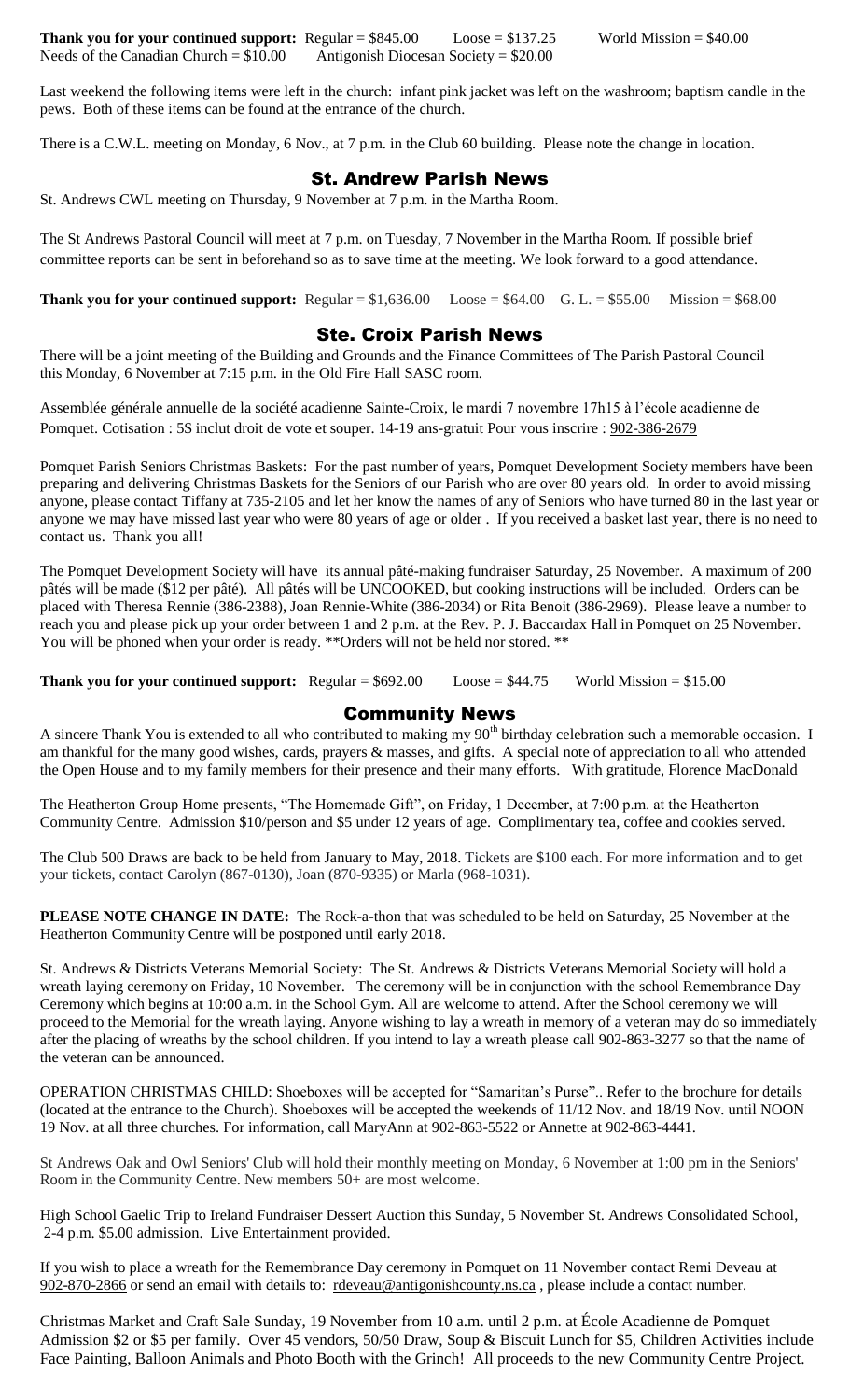**Thank you for your continued support:** Regular = $845.00 Loose = $137.25 World Mission = $40.00 Needs of the Canadian Church = $10.00 Antigonish Diocesan Society = $20.00

Last weekend the following items were left in the church: infant pink jacket was left on the washroom; baptism candle in the pews. Both of these items can be found at the entrance of the church.

There is a C.W.L. meeting on Monday, 6 Nov., at 7 p.m. in the Club 60 building. Please note the change in location.

## St. Andrew Parish News

St. Andrews CWL meeting on Thursday, 9 November at 7 p.m. in the Martha Room.

The St Andrews Pastoral Council will meet at 7 p.m. on Tuesday, 7 November in the Martha Room. If possible brief committee reports can be sent in beforehand so as to save time at the meeting. We look forward to a good attendance.

**Thank you for your continued support:** Regular = $1,636.00 Loose = $64.00 G. L. = $55.00 Mission = $68.00

## Ste. Croix Parish News

There will be a joint meeting of the Building and Grounds and the Finance Committees of The Parish Pastoral Council this Monday, 6 November at 7:15 p.m. in the Old Fire Hall SASC room.

Assemblée générale annuelle de la société acadienne Sainte-Croix, le mardi 7 novembre 17h15 à l'école acadienne de Pomquet. Cotisation : 5$ inclut droit de vote et souper. 14-19 ans-gratuit Pour vous inscrire : 902-386-2679

Pomquet Parish Seniors Christmas Baskets: For the past number of years, Pomquet Development Society members have been preparing and delivering Christmas Baskets for the Seniors of our Parish who are over 80 years old. In order to avoid missing anyone, please contact Tiffany at 735-2105 and let her know the names of any of Seniors who have turned 80 in the last year or anyone we may have missed last year who were 80 years of age or older . If you received a basket last year, there is no need to contact us. Thank you all!

The Pomquet Development Society will have its annual pâté-making fundraiser Saturday, 25 November. A maximum of 200 pâtés will be made ($12 per pâté). All pâtés will be UNCOOKED, but cooking instructions will be included. Orders can be placed with Theresa Rennie (386-2388), Joan Rennie-White (386-2034) or Rita Benoit (386-2969). Please leave a number to reach you and please pick up your order between 1 and 2 p.m. at the Rev. P. J. Baccardax Hall in Pomquet on 25 November. You will be phoned when your order is ready. **Orders will not be held nor stored. **

**Thank you for your continued support:** Regular = $692.00 Loose = $44.75 World Mission = $15.00

## Community News

A sincere Thank You is extended to all who contributed to making my 90th birthday celebration such a memorable occasion. I am thankful for the many good wishes, cards, prayers & masses, and gifts. A special note of appreciation to all who attended the Open House and to my family members for their presence and their many efforts. With gratitude, Florence MacDonald

The Heatherton Group Home presents, "The Homemade Gift", on Friday, 1 December, at 7:00 p.m. at the Heatherton Community Centre. Admission $10/person and $5 under 12 years of age. Complimentary tea, coffee and cookies served.

The Club 500 Draws are back to be held from January to May, 2018. Tickets are $100 each. For more information and to get your tickets, contact Carolyn (867-0130), Joan (870-9335) or Marla (968-1031).

**PLEASE NOTE CHANGE IN DATE:** The Rock-a-thon that was scheduled to be held on Saturday, 25 November at the Heatherton Community Centre will be postponed until early 2018.

St. Andrews & Districts Veterans Memorial Society: The St. Andrews & Districts Veterans Memorial Society will hold a wreath laying ceremony on Friday, 10 November. The ceremony will be in conjunction with the school Remembrance Day Ceremony which begins at 10:00 a.m. in the School Gym. All are welcome to attend. After the School ceremony we will proceed to the Memorial for the wreath laying. Anyone wishing to lay a wreath in memory of a veteran may do so immediately after the placing of wreaths by the school children. If you intend to lay a wreath please call 902-863-3277 so that the name of the veteran can be announced.

OPERATION CHRISTMAS CHILD: Shoeboxes will be accepted for "Samaritan's Purse".. Refer to the brochure for details (located at the entrance to the Church). Shoeboxes will be accepted the weekends of 11/12 Nov. and 18/19 Nov. until NOON 19 Nov. at all three churches. For information, call MaryAnn at 902-863-5522 or Annette at 902-863-4441.

St Andrews Oak and Owl Seniors' Club will hold their monthly meeting on Monday, 6 November at 1:00 pm in the Seniors' Room in the Community Centre. New members 50+ are most welcome.

High School Gaelic Trip to Ireland Fundraiser Dessert Auction this Sunday, 5 November St. Andrews Consolidated School, 2-4 p.m. $5.00 admission. Live Entertainment provided.

If you wish to place a wreath for the Remembrance Day ceremony in Pomquet on 11 November contact Remi Deveau at 902-870-2866 or send an email with details to: rdeveau@antigonishcounty.ns.ca , please include a contact number.

Christmas Market and Craft Sale Sunday, 19 November from 10 a.m. until 2 p.m. at École Acadienne de Pomquet Admission $2 or $5 per family. Over 45 vendors, 50/50 Draw, Soup & Biscuit Lunch for $5, Children Activities include Face Painting, Balloon Animals and Photo Booth with the Grinch! All proceeds to the new Community Centre Project.